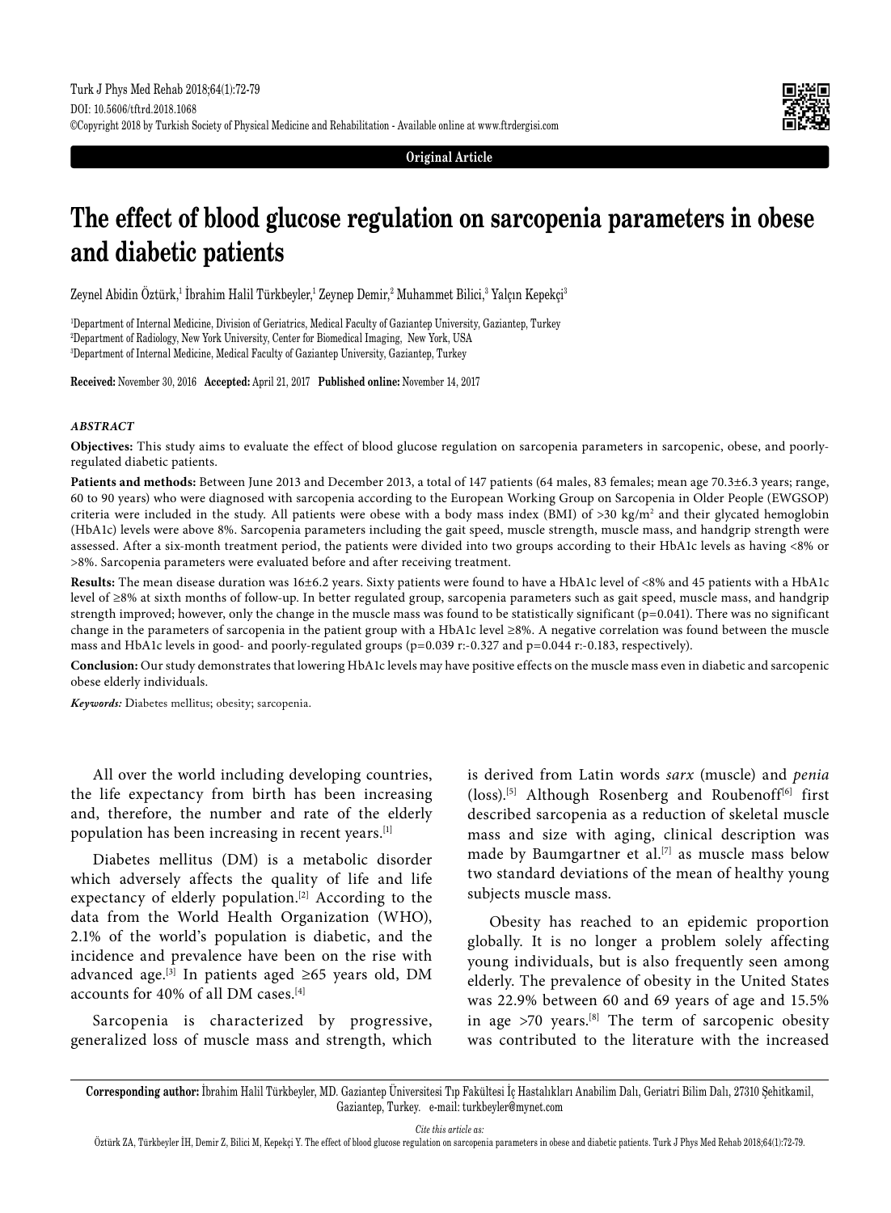Original Article

# The effect of blood glucose regulation on sarcopenia parameters in obese and diabetic patients

Zeynel Abidin Öztürk,[1] İbrahim Halil Türkbeyler,[1] Zeynep Demir,[2] Muhammet Bilici,[3] Yalçın Kepekçi[3]

[1]Department of Internal Medicine, Division of Geriatrics, Medical Faculty of Gaziantep University, Gaziantep, Turkey
[2]Department of Radiology, New York University, Center for Biomedical Imaging, New York, USA
[3]Department of Internal Medicine, Medical Faculty of Gaziantep University, Gaziantep, Turkey

**Received:** November 30, 2016 **Accepted:** April 21, 2017 **Published online:** November 14, 2017

### *ABSTRACT*

**Objectives:** This study aims to evaluate the effect of blood glucose regulation on sarcopenia parameters in sarcopenic, obese, and poorly-regulated diabetic patients.

**Patients and methods:** Between June 2013 and December 2013, a total of 147 patients (64 males, 83 females; mean age 70.3±6.3 years; range, 60 to 90 years) who were diagnosed with sarcopenia according to the European Working Group on Sarcopenia in Older People (EWGSOP) criteria were included in the study. All patients were obese with a body mass index (BMI) of >30 kg/m$^2$ and their glycated hemoglobin (HbA1c) levels were above 8%. Sarcopenia parameters including the gait speed, muscle strength, muscle mass, and handgrip strength were assessed. After a six-month treatment period, the patients were divided into two groups according to their HbA1c levels as having <8% or >8%. Sarcopenia parameters were evaluated before and after receiving treatment.

**Results:** The mean disease duration was 16±6.2 years. Sixty patients were found to have a HbA1c level of <8% and 45 patients with a HbA1c level of ≥8% at sixth months of follow-up. In better regulated group, sarcopenia parameters such as gait speed, muscle mass, and handgrip strength improved; however, only the change in the muscle mass was found to be statistically significant (p=0.041). There was no significant change in the parameters of sarcopenia in the patient group with a HbA1c level ≥8%. A negative correlation was found between the muscle mass and HbA1c levels in good- and poorly-regulated groups (p=0.039 r:-0.327 and p=0.044 r:-0.183, respectively).

**Conclusion:** Our study demonstrates that lowering HbA1c levels may have positive effects on the muscle mass even in diabetic and sarcopenic obese elderly individuals.

***Keywords:*** Diabetes mellitus; obesity; sarcopenia.

All over the world including developing countries, the life expectancy from birth has been increasing and, therefore, the number and rate of the elderly population has been increasing in recent years.[1]

Diabetes mellitus (DM) is a metabolic disorder which adversely affects the quality of life and life expectancy of elderly population.[2] According to the data from the World Health Organization (WHO), 2.1% of the world's population is diabetic, and the incidence and prevalence have been on the rise with advanced age.[3] In patients aged ≥65 years old, DM accounts for 40% of all DM cases.[4]

Sarcopenia is characterized by progressive, generalized loss of muscle mass and strength, which is derived from Latin words *sarx* (muscle) and *penia* (loss).[5] Although Rosenberg and Roubenoff[6] first described sarcopenia as a reduction of skeletal muscle mass and size with aging, clinical description was made by Baumgartner et al.[7] as muscle mass below two standard deviations of the mean of healthy young subjects muscle mass.

Obesity has reached to an epidemic proportion globally. It is no longer a problem solely affecting young individuals, but is also frequently seen among elderly. The prevalence of obesity in the United States was 22.9% between 60 and 69 years of age and 15.5% in age >70 years.[8] The term of sarcopenic obesity was contributed to the literature with the increased

**Corresponding author:** İbrahim Halil Türkbeyler, MD. Gaziantep Üniversitesi Tıp Fakültesi İç Hastalıkları Anabilim Dalı, Geriatri Bilim Dalı, 27310 Şehitkamil, Gaziantep, Turkey. e-mail: turkbeyler@mynet.com

*Cite this article as:*
Öztürk ZA, Türkbeyler İH, Demir Z, Bilici M, Kepekçi Y. The effect of blood glucose regulation on sarcopenia parameters in obese and diabetic patients. Turk J Phys Med Rehab 2018;64(1):72-79.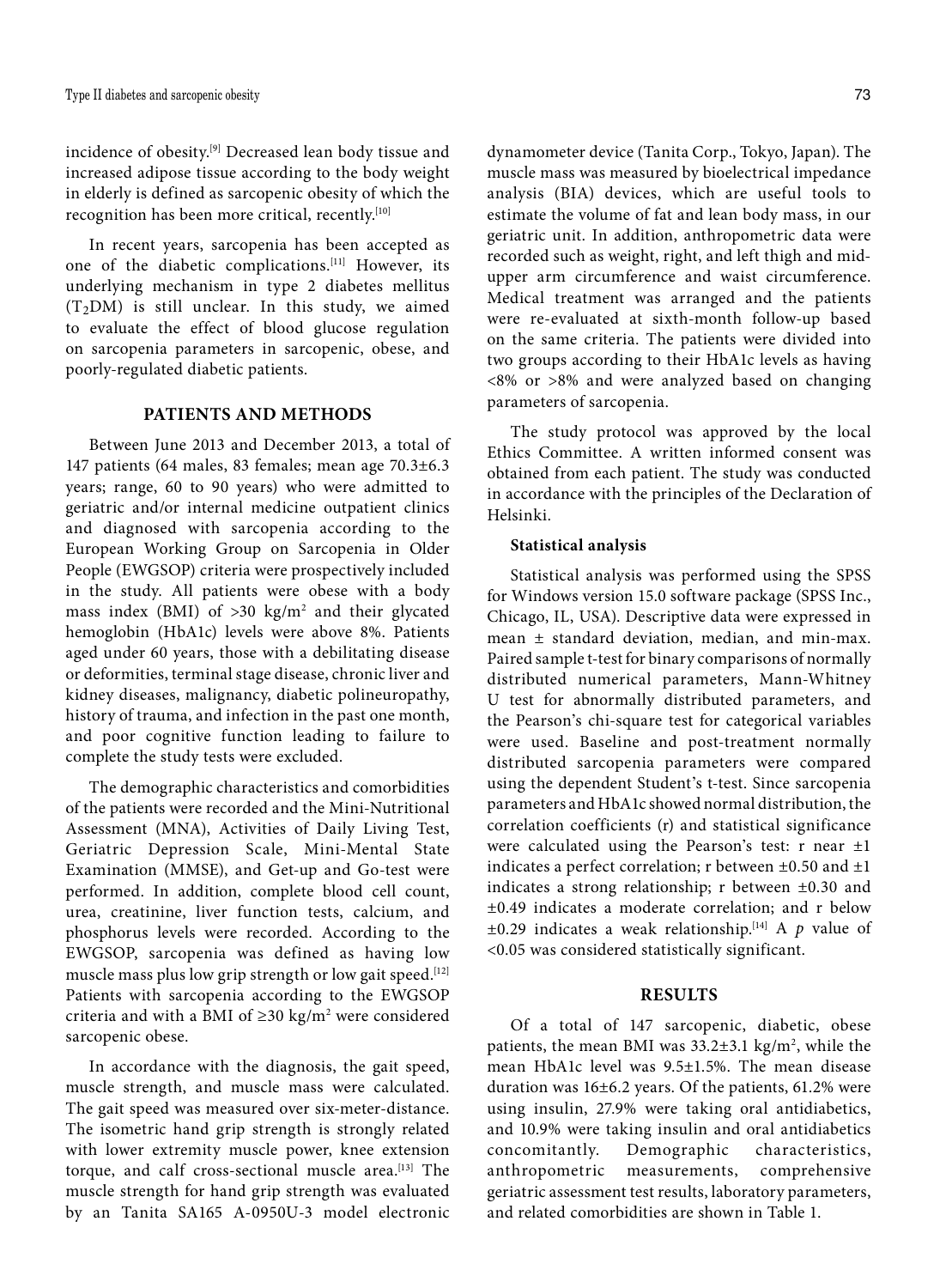incidence of obesity.[9] Decreased lean body tissue and increased adipose tissue according to the body weight in elderly is defined as sarcopenic obesity of which the recognition has been more critical, recently.[10]

In recent years, sarcopenia has been accepted as one of the diabetic complications.[11] However, its underlying mechanism in type 2 diabetes mellitus ($T_2DM$) is still unclear. In this study, we aimed to evaluate the effect of blood glucose regulation on sarcopenia parameters in sarcopenic, obese, and poorly-regulated diabetic patients.

## PATIENTS AND METHODS

Between June 2013 and December 2013, a total of 147 patients (64 males, 83 females; mean age 70.3±6.3 years; range, 60 to 90 years) who were admitted to geriatric and/or internal medicine outpatient clinics and diagnosed with sarcopenia according to the European Working Group on Sarcopenia in Older People (EWGSOP) criteria were prospectively included in the study. All patients were obese with a body mass index (BMI) of >30 kg/m$^2$ and their glycated hemoglobin (HbA1c) levels were above 8%. Patients aged under 60 years, those with a debilitating disease or deformities, terminal stage disease, chronic liver and kidney diseases, malignancy, diabetic polineuropathy, history of trauma, and infection in the past one month, and poor cognitive function leading to failure to complete the study tests were excluded.

The demographic characteristics and comorbidities of the patients were recorded and the Mini-Nutritional Assessment (MNA), Activities of Daily Living Test, Geriatric Depression Scale, Mini-Mental State Examination (MMSE), and Get-up and Go-test were performed. In addition, complete blood cell count, urea, creatinine, liver function tests, calcium, and phosphorus levels were recorded. According to the EWGSOP, sarcopenia was defined as having low muscle mass plus low grip strength or low gait speed.[12] Patients with sarcopenia according to the EWGSOP criteria and with a BMI of ≥30 kg/m$^2$ were considered sarcopenic obese.

In accordance with the diagnosis, the gait speed, muscle strength, and muscle mass were calculated. The gait speed was measured over six-meter-distance. The isometric hand grip strength is strongly related with lower extremity muscle power, knee extension torque, and calf cross-sectional muscle area.[13] The muscle strength for hand grip strength was evaluated by an Tanita SA165 A-0950U-3 model electronic dynamometer device (Tanita Corp., Tokyo, Japan). The muscle mass was measured by bioelectrical impedance analysis (BIA) devices, which are useful tools to estimate the volume of fat and lean body mass, in our geriatric unit. In addition, anthropometric data were recorded such as weight, right, and left thigh and mid-upper arm circumference and waist circumference. Medical treatment was arranged and the patients were re-evaluated at sixth-month follow-up based on the same criteria. The patients were divided into two groups according to their HbA1c levels as having <8% or >8% and were analyzed based on changing parameters of sarcopenia.

The study protocol was approved by the local Ethics Committee. A written informed consent was obtained from each patient. The study was conducted in accordance with the principles of the Declaration of Helsinki.

### Statistical analysis

Statistical analysis was performed using the SPSS for Windows version 15.0 software package (SPSS Inc., Chicago, IL, USA). Descriptive data were expressed in mean ± standard deviation, median, and min-max. Paired sample t-test for binary comparisons of normally distributed numerical parameters, Mann-Whitney U test for abnormally distributed parameters, and the Pearson's chi-square test for categorical variables were used. Baseline and post-treatment normally distributed sarcopenia parameters were compared using the dependent Student's t-test. Since sarcopenia parameters and HbA1c showed normal distribution, the correlation coefficients (r) and statistical significance were calculated using the Pearson's test: r near ±1 indicates a perfect correlation; r between ±0.50 and ±1 indicates a strong relationship; r between ±0.30 and ±0.49 indicates a moderate correlation; and r below ±0.29 indicates a weak relationship.[14] A $p$ value of <0.05 was considered statistically significant.

## RESULTS

Of a total of 147 sarcopenic, diabetic, obese patients, the mean BMI was 33.2±3.1 kg/m$^2$, while the mean HbA1c level was 9.5±1.5%. The mean disease duration was 16±6.2 years. Of the patients, 61.2% were using insulin, 27.9% were taking oral antidiabetics, and 10.9% were taking insulin and oral antidiabetics concomitantly. Demographic characteristics, anthropometric measurements, comprehensive geriatric assessment test results, laboratory parameters, and related comorbidities are shown in Table 1.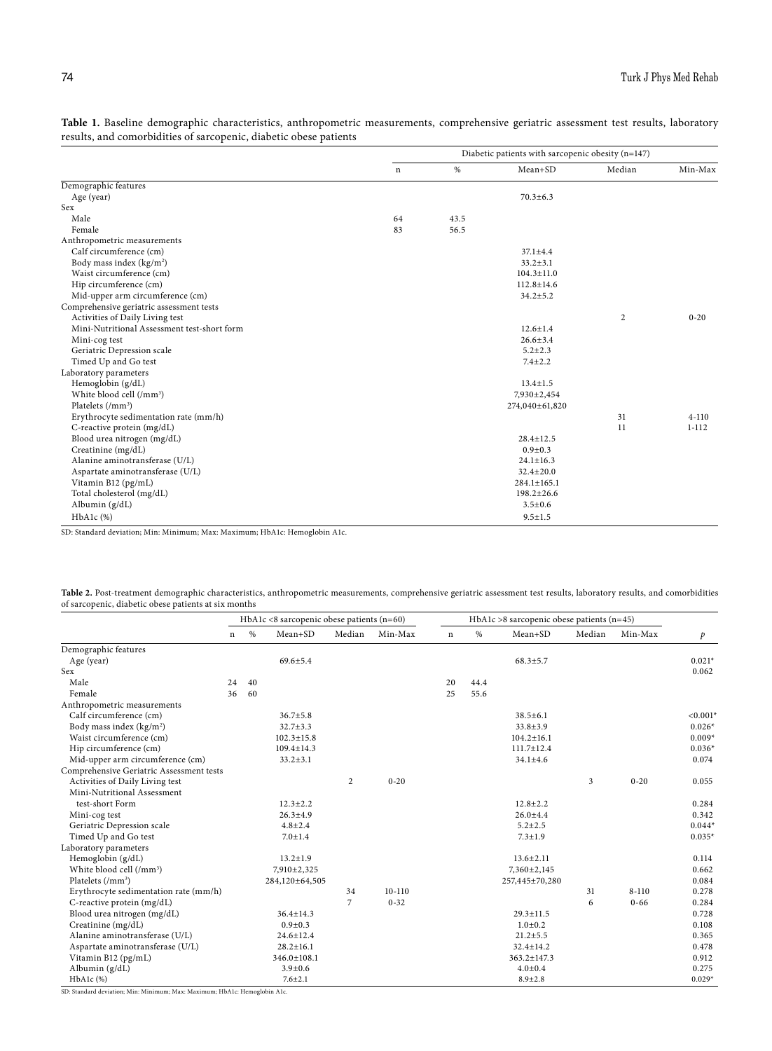**Table 1.** Baseline demographic characteristics, anthropometric measurements, comprehensive geriatric assessment test results, laboratory results, and comorbidities of sarcopenic, diabetic obese patients

| | Diabetic patients with sarcopenic obesity (n=147) | | | | |
|---|---|---|---|---|---|
| | n | % | Mean+SD | Median | Min-Max |
| Demographic features | | | | | |
| Age (year) | | | 70.3±6.3 | | |
| Sex | | | | | |
| Male | 64 | 43.5 | | | |
| Female | 83 | 56.5 | | | |
| Anthropometric measurements | | | | | |
| Calf circumference (cm) | | | 37.1±4.4 | | |
| Body mass index (kg/m²) | | | 33.2±3.1 | | |
| Waist circumference (cm) | | | 104.3±11.0 | | |
| Hip circumference (cm) | | | 112.8±14.6 | | |
| Mid-upper arm circumference (cm) | | | 34.2±5.2 | | |
| Comprehensive geriatric assessment tests | | | | | |
| Activities of Daily Living test | | | | 2 | 0-20 |
| Mini-Nutritional Assessment test-short form | | | 12.6±1.4 | | |
| Mini-cog test | | | 26.6±3.4 | | |
| Geriatric Depression scale | | | 5.2±2.3 | | |
| Timed Up and Go test | | | 7.4±2.2 | | |
| Laboratory parameters | | | | | |
| Hemoglobin (g/dL) | | | 13.4±1.5 | | |
| White blood cell (/mm³) | | | 7,930±2,454 | | |
| Platelets (/mm³) | | | 274,040±61,820 | | |
| Erythrocyte sedimentation rate (mm/h) | | | | 31 | 4-110 |
| C-reactive protein (mg/dL) | | | | 11 | 1-112 |
| Blood urea nitrogen (mg/dL) | | | 28.4±12.5 | | |
| Creatinine (mg/dL) | | | 0.9±0.3 | | |
| Alanine aminotransferase (U/L) | | | 24.1±16.3 | | |
| Aspartate aminotransferase (U/L) | | | 32.4±20.0 | | |
| Vitamin B12 (pg/mL) | | | 284.1±165.1 | | |
| Total cholesterol (mg/dL) | | | 198.2±26.6 | | |
| Albumin (g/dL) | | | 3.5±0.6 | | |
| HbA1c (%) | | | 9.5±1.5 | | |

SD: Standard deviation; Min: Minimum; Max: Maximum; HbA1c: Hemoglobin A1c.

**Table 2.** Post-treatment demographic characteristics, anthropometric measurements, comprehensive geriatric assessment test results, laboratory results, and comorbidities of sarcopenic, diabetic obese patients at six months

| | HbA1c <8 sarcopenic obese patients (n=60) | | | | | HbA1c >8 sarcopenic obese patients (n=45) | | | | | |
|---|---|---|---|---|---|---|---|---|---|---|---|
| | n | % | Mean+SD | Median | Min-Max | n | % | Mean+SD | Median | Min-Max | *p* |
| Demographic features | | | | | | | | | | | |
| Age (year) | | | 69.6±5.4 | | | | | 68.3±5.7 | | | 0.021* |
| Sex | | | | | | | | | | | 0.062 |
| Male | 24 | 40 | | | | 20 | 44.4 | | | | |
| Female | 36 | 60 | | | | 25 | 55.6 | | | | |
| Anthropometric measurements | | | | | | | | | | | |
| Calf circumference (cm) | | | 36.7±5.8 | | | | | 38.5±6.1 | | | <0.001* |
| Body mass index (kg/m²) | | | 32.7±3.3 | | | | | 33.8±3.9 | | | 0.026* |
| Waist circumference (cm) | | | 102.3±15.8 | | | | | 104.2±16.1 | | | 0.009* |
| Hip circumference (cm) | | | 109.4±14.3 | | | | | 111.7±12.4 | | | 0.036* |
| Mid-upper arm circumference (cm) | | | 33.2±3.1 | | | | | 34.1±4.6 | | | 0.074 |
| Comprehensive Geriatric Assessment tests | | | | | | | | | | | |
| Activities of Daily Living test | | | | 2 | 0-20 | | | | 3 | 0-20 | 0.055 |
| Mini-Nutritional Assessment test-short Form | | | 12.3±2.2 | | | | | 12.8±2.2 | | | 0.284 |
| Mini-cog test | | | 26.3±4.9 | | | | | 26.0±4.4 | | | 0.342 |
| Geriatric Depression scale | | | 4.8±2.4 | | | | | 5.2±2.5 | | | 0.044* |
| Timed Up and Go test | | | 7.0±1.4 | | | | | 7.3±1.9 | | | 0.035* |
| Laboratory parameters | | | | | | | | | | | |
| Hemoglobin (g/dL) | | | 13.2±1.9 | | | | | 13.6±2.11 | | | 0.114 |
| White blood cell (/mm³) | | | 7,910±2,325 | | | | | 7,360±2,145 | | | 0.662 |
| Platelets (/mm³) | | | 284,120±64,505 | | | | | 257,445±70,280 | | | 0.084 |
| Erythrocyte sedimentation rate (mm/h) | | | | 34 | 10-110 | | | | 31 | 8-110 | 0.278 |
| C-reactive protein (mg/dL) | | | | 7 | 0-32 | | | | 6 | 0-66 | 0.284 |
| Blood urea nitrogen (mg/dL) | | | 36.4±14.3 | | | | | 29.3±11.5 | | | 0.728 |
| Creatinine (mg/dL) | | | 0.9±0.3 | | | | | 1.0±0.2 | | | 0.108 |
| Alanine aminotransferase (U/L) | | | 24.6±12.4 | | | | | 21.2±5.5 | | | 0.365 |
| Aspartate aminotransferase (U/L) | | | 28.2±16.1 | | | | | 32.4±14.2 | | | 0.478 |
| Vitamin B12 (pg/mL) | | | 346.0±108.1 | | | | | 363.2±147.3 | | | 0.912 |
| Albumin (g/dL) | | | 3.9±0.6 | | | | | 4.0±0.4 | | | 0.275 |
| HbA1c (%) | | | 7.6±2.1 | | | | | 8.9±2.8 | | | 0.029* |

SD: Standard deviation; Min: Minimum; Max: Maximum; HbA1c: Hemoglobin A1c.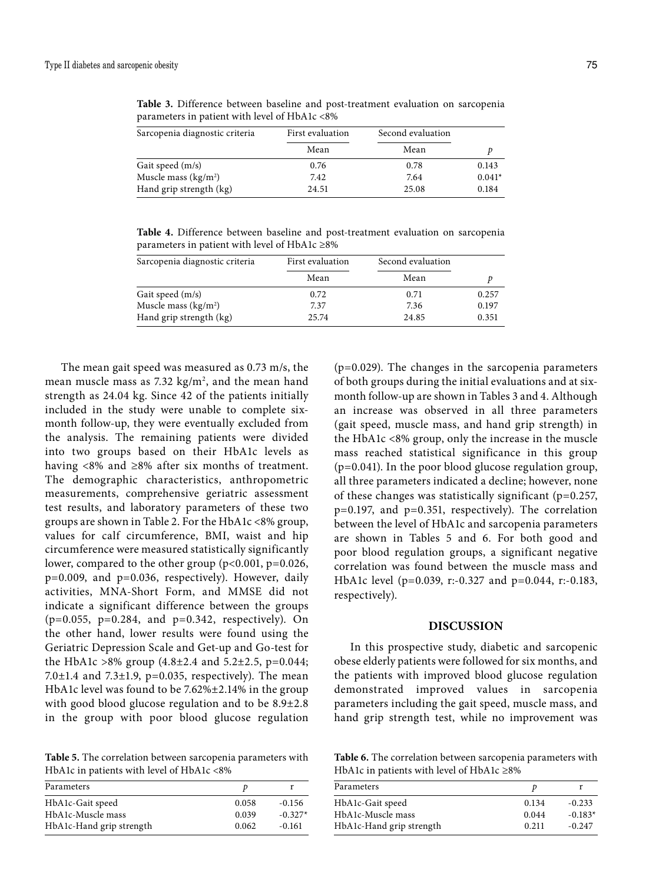**Table 3.** Difference between baseline and post-treatment evaluation on sarcopenia parameters in patient with level of HbA1c <8%

| Sarcopenia diagnostic criteria | First evaluation | Second evaluation | |
|---|---|---|---|
| | Mean | Mean | *p* |
| Gait speed (m/s) | 0.76 | 0.78 | 0.143 |
| Muscle mass (kg/m²) | 7.42 | 7.64 | 0.041* |
| Hand grip strength (kg) | 24.51 | 25.08 | 0.184 |

**Table 4.** Difference between baseline and post-treatment evaluation on sarcopenia parameters in patient with level of HbA1c ≥8%

| Sarcopenia diagnostic criteria | First evaluation | Second evaluation | |
|---|---|---|---|
| | Mean | Mean | *p* |
| Gait speed (m/s) | 0.72 | 0.71 | 0.257 |
| Muscle mass (kg/m²) | 7.37 | 7.36 | 0.197 |
| Hand grip strength (kg) | 25.74 | 24.85 | 0.351 |

The mean gait speed was measured as 0.73 m/s, the mean muscle mass as 7.32 kg/m², and the mean hand strength as 24.04 kg. Since 42 of the patients initially included in the study were unable to complete six-month follow-up, they were eventually excluded from the analysis. The remaining patients were divided into two groups based on their HbA1c levels as having <8% and ≥8% after six months of treatment. The demographic characteristics, anthropometric measurements, comprehensive geriatric assessment test results, and laboratory parameters of these two groups are shown in Table 2. For the HbA1c <8% group, values for calf circumference, BMI, waist and hip circumference were measured statistically significantly lower, compared to the other group (p<0.001, p=0.026, p=0.009, and p=0.036, respectively). However, daily activities, MNA-Short Form, and MMSE did not indicate a significant difference between the groups (p=0.055, p=0.284, and p=0.342, respectively). On the other hand, lower results were found using the Geriatric Depression Scale and Get-up and Go-test for the HbA1c >8% group (4.8±2.4 and 5.2±2.5, p=0.044; 7.0±1.4 and 7.3±1.9, p=0.035, respectively). The mean HbA1c level was found to be 7.62%±2.14% in the group with good blood glucose regulation and to be 8.9±2.8 in the group with poor blood glucose regulation (p=0.029). The changes in the sarcopenia parameters of both groups during the initial evaluations and at six-month follow-up are shown in Tables 3 and 4. Although an increase was observed in all three parameters (gait speed, muscle mass, and hand grip strength) in the HbA1c <8% group, only the increase in the muscle mass reached statistical significance in this group (p=0.041). In the poor blood glucose regulation group, all three parameters indicated a decline; however, none of these changes was statistically significant (p=0.257, p=0.197, and p=0.351, respectively). The correlation between the level of HbA1c and sarcopenia parameters are shown in Tables 5 and 6. For both good and poor blood regulation groups, a significant negative correlation was found between the muscle mass and HbA1c level (p=0.039, r:-0.327 and p=0.044, r:-0.183, respectively).

## DISCUSSION

In this prospective study, diabetic and sarcopenic obese elderly patients were followed for six months, and the patients with improved blood glucose regulation demonstrated improved values in sarcopenia parameters including the gait speed, muscle mass, and hand grip strength test, while no improvement was

**Table 5.** The correlation between sarcopenia parameters with HbA1c in patients with level of HbA1c <8%

| Parameters | *p* | r |
|---|---|---|
| HbA1c-Gait speed | 0.058 | -0.156 |
| HbA1c-Muscle mass | 0.039 | -0.327* |
| HbA1c-Hand grip strength | 0.062 | -0.161 |

**Table 6.** The correlation between sarcopenia parameters with HbA1c in patients with level of HbA1c ≥8%

| Parameters | *p* | r |
|---|---|---|
| HbA1c-Gait speed | 0.134 | -0.233 |
| HbA1c-Muscle mass | 0.044 | -0.183* |
| HbA1c-Hand grip strength | 0.211 | -0.247 |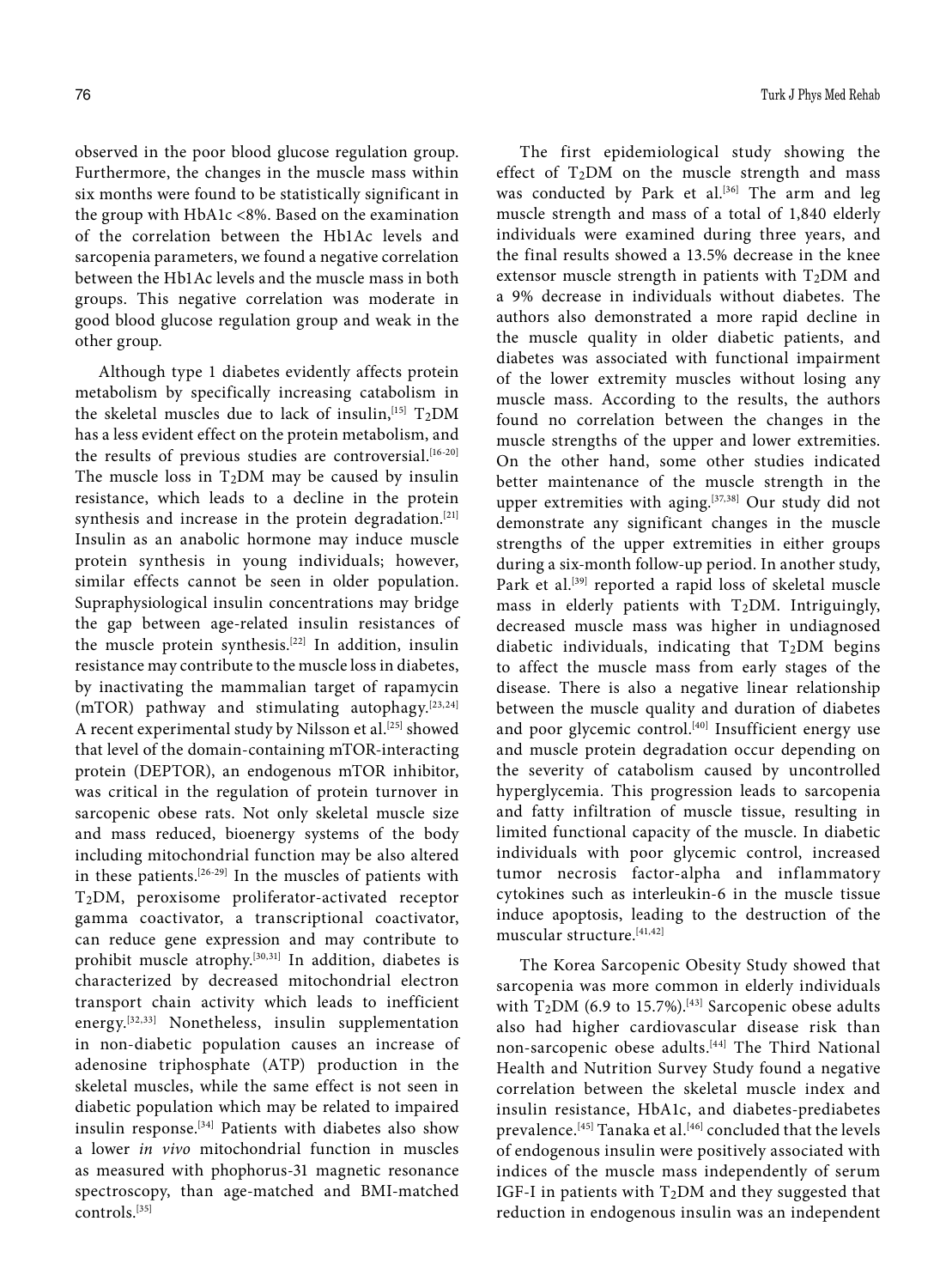observed in the poor blood glucose regulation group. Furthermore, the changes in the muscle mass within six months were found to be statistically significant in the group with HbA1c <8%. Based on the examination of the correlation between the Hb1Ac levels and sarcopenia parameters, we found a negative correlation between the Hb1Ac levels and the muscle mass in both groups. This negative correlation was moderate in good blood glucose regulation group and weak in the other group.

Although type 1 diabetes evidently affects protein metabolism by specifically increasing catabolism in the skeletal muscles due to lack of insulin,[15] $T_2$DM has a less evident effect on the protein metabolism, and the results of previous studies are controversial.[16-20] The muscle loss in $T_2$DM may be caused by insulin resistance, which leads to a decline in the protein synthesis and increase in the protein degradation.[21] Insulin as an anabolic hormone may induce muscle protein synthesis in young individuals; however, similar effects cannot be seen in older population. Supraphysiological insulin concentrations may bridge the gap between age-related insulin resistances of the muscle protein synthesis.[22] In addition, insulin resistance may contribute to the muscle loss in diabetes, by inactivating the mammalian target of rapamycin (mTOR) pathway and stimulating autophagy.[23,24] A recent experimental study by Nilsson et al.[25] showed that level of the domain-containing mTOR-interacting protein (DEPTOR), an endogenous mTOR inhibitor, was critical in the regulation of protein turnover in sarcopenic obese rats. Not only skeletal muscle size and mass reduced, bioenergy systems of the body including mitochondrial function may be also altered in these patients.[26-29] In the muscles of patients with $T_2$DM, peroxisome proliferator-activated receptor gamma coactivator, a transcriptional coactivator, can reduce gene expression and may contribute to prohibit muscle atrophy.[30,31] In addition, diabetes is characterized by decreased mitochondrial electron transport chain activity which leads to inefficient energy.[32,33] Nonetheless, insulin supplementation in non-diabetic population causes an increase of adenosine triphosphate (ATP) production in the skeletal muscles, while the same effect is not seen in diabetic population which may be related to impaired insulin response.[34] Patients with diabetes also show a lower *in vivo* mitochondrial function in muscles as measured with phophorus-31 magnetic resonance spectroscopy, than age-matched and BMI-matched controls.[35]

The first epidemiological study showing the effect of $T_2$DM on the muscle strength and mass was conducted by Park et al.[36] The arm and leg muscle strength and mass of a total of 1,840 elderly individuals were examined during three years, and the final results showed a 13.5% decrease in the knee extensor muscle strength in patients with $T_2$DM and a 9% decrease in individuals without diabetes. The authors also demonstrated a more rapid decline in the muscle quality in older diabetic patients, and diabetes was associated with functional impairment of the lower extremity muscles without losing any muscle mass. According to the results, the authors found no correlation between the changes in the muscle strengths of the upper and lower extremities. On the other hand, some other studies indicated better maintenance of the muscle strength in the upper extremities with aging.[37,38] Our study did not demonstrate any significant changes in the muscle strengths of the upper extremities in either groups during a six-month follow-up period. In another study, Park et al.[39] reported a rapid loss of skeletal muscle mass in elderly patients with $T_2$DM. Intriguingly, decreased muscle mass was higher in undiagnosed diabetic individuals, indicating that $T_2$DM begins to affect the muscle mass from early stages of the disease. There is also a negative linear relationship between the muscle quality and duration of diabetes and poor glycemic control.[40] Insufficient energy use and muscle protein degradation occur depending on the severity of catabolism caused by uncontrolled hyperglycemia. This progression leads to sarcopenia and fatty infiltration of muscle tissue, resulting in limited functional capacity of the muscle. In diabetic individuals with poor glycemic control, increased tumor necrosis factor-alpha and inflammatory cytokines such as interleukin-6 in the muscle tissue induce apoptosis, leading to the destruction of the muscular structure.[41,42]

The Korea Sarcopenic Obesity Study showed that sarcopenia was more common in elderly individuals with $T_2$DM (6.9 to 15.7%).[43] Sarcopenic obese adults also had higher cardiovascular disease risk than non-sarcopenic obese adults.[44] The Third National Health and Nutrition Survey Study found a negative correlation between the skeletal muscle index and insulin resistance, HbA1c, and diabetes-prediabetes prevalence.[45] Tanaka et al.[46] concluded that the levels of endogenous insulin were positively associated with indices of the muscle mass independently of serum IGF-I in patients with $T_2$DM and they suggested that reduction in endogenous insulin was an independent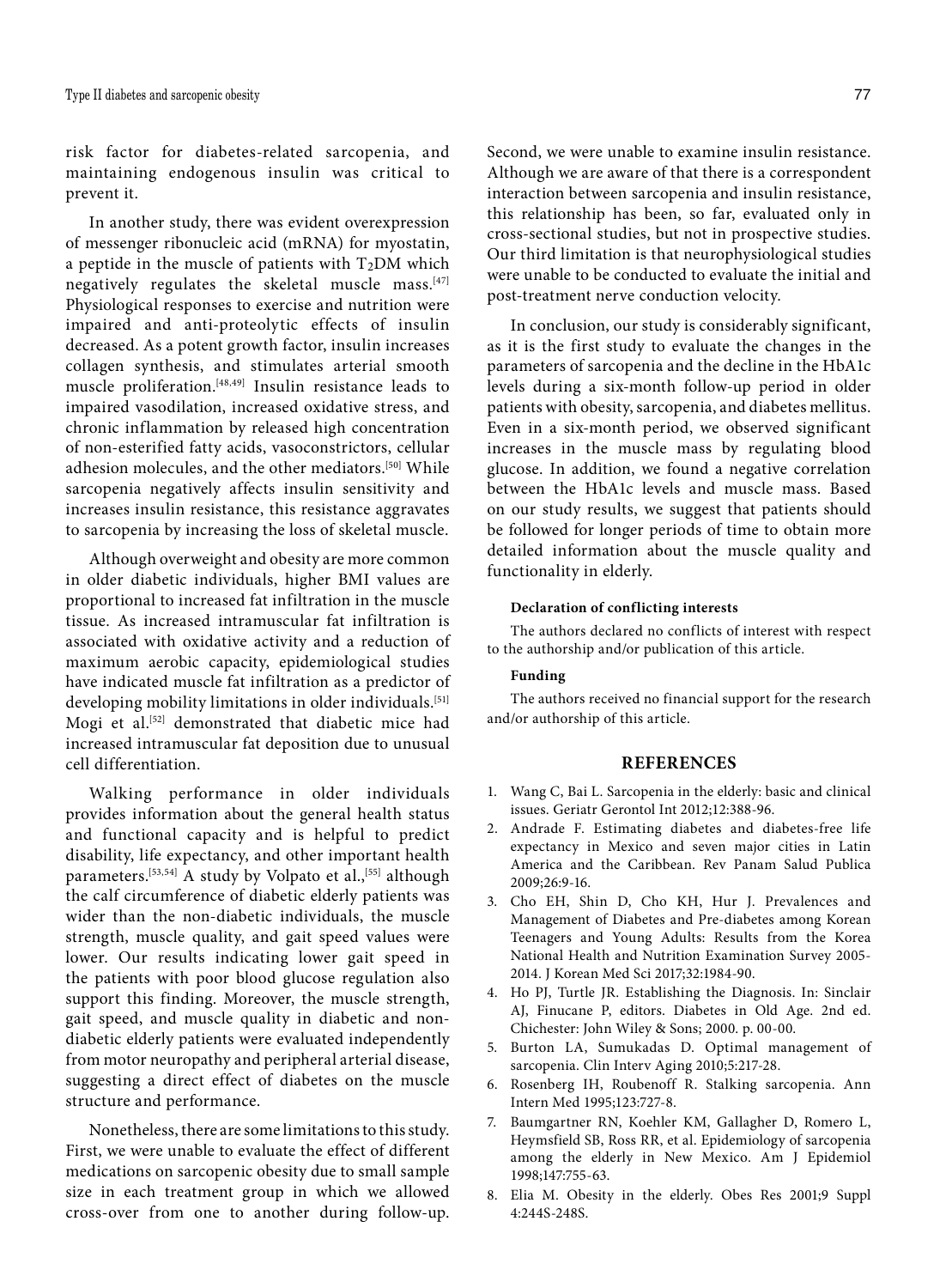risk factor for diabetes-related sarcopenia, and maintaining endogenous insulin was critical to prevent it.

In another study, there was evident overexpression of messenger ribonucleic acid (mRNA) for myostatin, a peptide in the muscle of patients with $T_2DM$ which negatively regulates the skeletal muscle mass.[47] Physiological responses to exercise and nutrition were impaired and anti-proteolytic effects of insulin decreased. As a potent growth factor, insulin increases collagen synthesis, and stimulates arterial smooth muscle proliferation.[48,49] Insulin resistance leads to impaired vasodilation, increased oxidative stress, and chronic inflammation by released high concentration of non-esterified fatty acids, vasoconstrictors, cellular adhesion molecules, and the other mediators.[50] While sarcopenia negatively affects insulin sensitivity and increases insulin resistance, this resistance aggravates to sarcopenia by increasing the loss of skeletal muscle.

Although overweight and obesity are more common in older diabetic individuals, higher BMI values are proportional to increased fat infiltration in the muscle tissue. As increased intramuscular fat infiltration is associated with oxidative activity and a reduction of maximum aerobic capacity, epidemiological studies have indicated muscle fat infiltration as a predictor of developing mobility limitations in older individuals.[51] Mogi et al.[52] demonstrated that diabetic mice had increased intramuscular fat deposition due to unusual cell differentiation.

Walking performance in older individuals provides information about the general health status and functional capacity and is helpful to predict disability, life expectancy, and other important health parameters.[53,54] A study by Volpato et al.,[55] although the calf circumference of diabetic elderly patients was wider than the non-diabetic individuals, the muscle strength, muscle quality, and gait speed values were lower. Our results indicating lower gait speed in the patients with poor blood glucose regulation also support this finding. Moreover, the muscle strength, gait speed, and muscle quality in diabetic and non-diabetic elderly patients were evaluated independently from motor neuropathy and peripheral arterial disease, suggesting a direct effect of diabetes on the muscle structure and performance.

Nonetheless, there are some limitations to this study. First, we were unable to evaluate the effect of different medications on sarcopenic obesity due to small sample size in each treatment group in which we allowed cross-over from one to another during follow-up. Second, we were unable to examine insulin resistance. Although we are aware of that there is a correspondent interaction between sarcopenia and insulin resistance, this relationship has been, so far, evaluated only in cross-sectional studies, but not in prospective studies. Our third limitation is that neurophysiological studies were unable to be conducted to evaluate the initial and post-treatment nerve conduction velocity.

In conclusion, our study is considerably significant, as it is the first study to evaluate the changes in the parameters of sarcopenia and the decline in the HbA1c levels during a six-month follow-up period in older patients with obesity, sarcopenia, and diabetes mellitus. Even in a six-month period, we observed significant increases in the muscle mass by regulating blood glucose. In addition, we found a negative correlation between the HbA1c levels and muscle mass. Based on our study results, we suggest that patients should be followed for longer periods of time to obtain more detailed information about the muscle quality and functionality in elderly.

**Declaration of conflicting interests**

The authors declared no conflicts of interest with respect to the authorship and/or publication of this article.

**Funding**

The authors received no financial support for the research and/or authorship of this article.

## REFERENCES

1. Wang C, Bai L. Sarcopenia in the elderly: basic and clinical issues. Geriatr Gerontol Int 2012;12:388-96.
2. Andrade F. Estimating diabetes and diabetes-free life expectancy in Mexico and seven major cities in Latin America and the Caribbean. Rev Panam Salud Publica 2009;26:9-16.
3. Cho EH, Shin D, Cho KH, Hur J. Prevalences and Management of Diabetes and Pre-diabetes among Korean Teenagers and Young Adults: Results from the Korea National Health and Nutrition Examination Survey 2005-2014. J Korean Med Sci 2017;32:1984-90.
4. Ho PJ, Turtle JR. Establishing the Diagnosis. In: Sinclair AJ, Finucane P, editors. Diabetes in Old Age. 2nd ed. Chichester: John Wiley & Sons; 2000. p. 00-00.
5. Burton LA, Sumukadas D. Optimal management of sarcopenia. Clin Interv Aging 2010;5:217-28.
6. Rosenberg IH, Roubenoff R. Stalking sarcopenia. Ann Intern Med 1995;123:727-8.
7. Baumgartner RN, Koehler KM, Gallagher D, Romero L, Heymsfield SB, Ross RR, et al. Epidemiology of sarcopenia among the elderly in New Mexico. Am J Epidemiol 1998;147:755-63.
8. Elia M. Obesity in the elderly. Obes Res 2001;9 Suppl 4:244S-248S.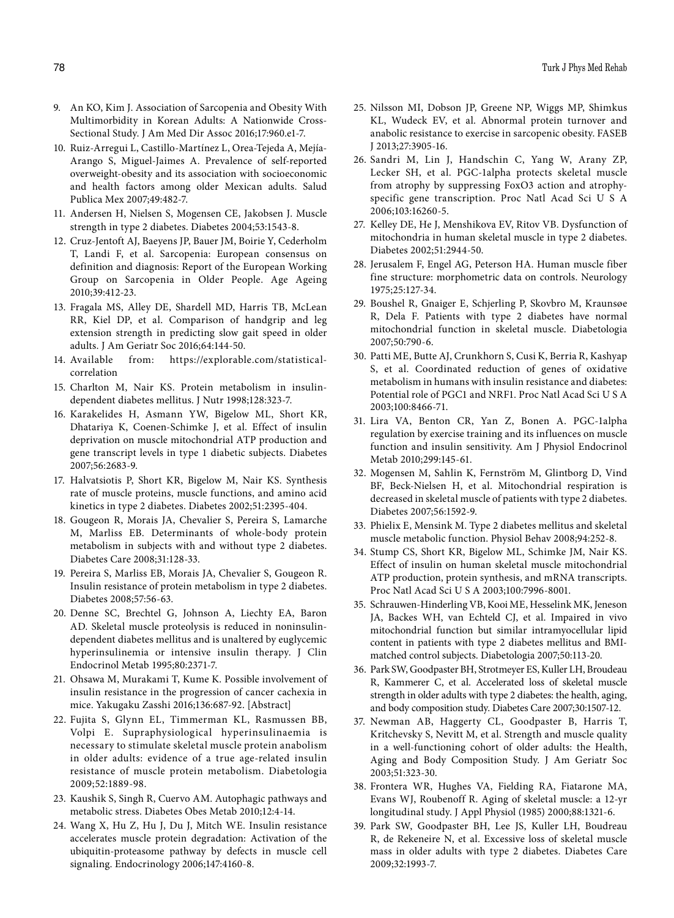9. An KO, Kim J. Association of Sarcopenia and Obesity With Multimorbidity in Korean Adults: A Nationwide Cross-Sectional Study. J Am Med Dir Assoc 2016;17:960.e1-7.
10. Ruiz-Arregui L, Castillo-Martínez L, Orea-Tejeda A, Mejía-Arango S, Miguel-Jaimes A. Prevalence of self-reported overweight-obesity and its association with socioeconomic and health factors among older Mexican adults. Salud Publica Mex 2007;49:482-7.
11. Andersen H, Nielsen S, Mogensen CE, Jakobsen J. Muscle strength in type 2 diabetes. Diabetes 2004;53:1543-8.
12. Cruz-Jentoft AJ, Baeyens JP, Bauer JM, Boirie Y, Cederholm T, Landi F, et al. Sarcopenia: European consensus on definition and diagnosis: Report of the European Working Group on Sarcopenia in Older People. Age Ageing 2010;39:412-23.
13. Fragala MS, Alley DE, Shardell MD, Harris TB, McLean RR, Kiel DP, et al. Comparison of handgrip and leg extension strength in predicting slow gait speed in older adults. J Am Geriatr Soc 2016;64:144-50.
14. Available from: https://explorable.com/statistical-correlation
15. Charlton M, Nair KS. Protein metabolism in insulin-dependent diabetes mellitus. J Nutr 1998;128:323-7.
16. Karakelides H, Asmann YW, Bigelow ML, Short KR, Dhatariya K, Coenen-Schimke J, et al. Effect of insulin deprivation on muscle mitochondrial ATP production and gene transcript levels in type 1 diabetic subjects. Diabetes 2007;56:2683-9.
17. Halvatsiotis P, Short KR, Bigelow M, Nair KS. Synthesis rate of muscle proteins, muscle functions, and amino acid kinetics in type 2 diabetes. Diabetes 2002;51:2395-404.
18. Gougeon R, Morais JA, Chevalier S, Pereira S, Lamarche M, Marliss EB. Determinants of whole-body protein metabolism in subjects with and without type 2 diabetes. Diabetes Care 2008;31:128-33.
19. Pereira S, Marliss EB, Morais JA, Chevalier S, Gougeon R. Insulin resistance of protein metabolism in type 2 diabetes. Diabetes 2008;57:56-63.
20. Denne SC, Brechtel G, Johnson A, Liechty EA, Baron AD. Skeletal muscle proteolysis is reduced in noninsulin-dependent diabetes mellitus and is unaltered by euglycemic hyperinsulinemia or intensive insulin therapy. J Clin Endocrinol Metab 1995;80:2371-7.
21. Ohsawa M, Murakami T, Kume K. Possible involvement of insulin resistance in the progression of cancer cachexia in mice. Yakugaku Zasshi 2016;136:687-92. [Abstract]
22. Fujita S, Glynn EL, Timmerman KL, Rasmussen BB, Volpi E. Supraphysiological hyperinsulinaemia is necessary to stimulate skeletal muscle protein anabolism in older adults: evidence of a true age-related insulin resistance of muscle protein metabolism. Diabetologia 2009;52:1889-98.
23. Kaushik S, Singh R, Cuervo AM. Autophagic pathways and metabolic stress. Diabetes Obes Metab 2010;12:4-14.
24. Wang X, Hu Z, Hu J, Du J, Mitch WE. Insulin resistance accelerates muscle protein degradation: Activation of the ubiquitin-proteasome pathway by defects in muscle cell signaling. Endocrinology 2006;147:4160-8.
25. Nilsson MI, Dobson JP, Greene NP, Wiggs MP, Shimkus KL, Wudeck EV, et al. Abnormal protein turnover and anabolic resistance to exercise in sarcopenic obesity. FASEB J 2013;27:3905-16.
26. Sandri M, Lin J, Handschin C, Yang W, Arany ZP, Lecker SH, et al. PGC-1alpha protects skeletal muscle from atrophy by suppressing FoxO3 action and atrophy-specific gene transcription. Proc Natl Acad Sci U S A 2006;103:16260-5.
27. Kelley DE, He J, Menshikova EV, Ritov VB. Dysfunction of mitochondria in human skeletal muscle in type 2 diabetes. Diabetes 2002;51:2944-50.
28. Jerusalem F, Engel AG, Peterson HA. Human muscle fiber fine structure: morphometric data on controls. Neurology 1975;25:127-34.
29. Boushel R, Gnaiger E, Schjerling P, Skovbro M, Kraunsøe R, Dela F. Patients with type 2 diabetes have normal mitochondrial function in skeletal muscle. Diabetologia 2007;50:790-6.
30. Patti ME, Butte AJ, Crunkhorn S, Cusi K, Berria R, Kashyap S, et al. Coordinated reduction of genes of oxidative metabolism in humans with insulin resistance and diabetes: Potential role of PGC1 and NRF1. Proc Natl Acad Sci U S A 2003;100:8466-71.
31. Lira VA, Benton CR, Yan Z, Bonen A. PGC-1alpha regulation by exercise training and its influences on muscle function and insulin sensitivity. Am J Physiol Endocrinol Metab 2010;299:145-61.
32. Mogensen M, Sahlin K, Fernström M, Glintborg D, Vind BF, Beck-Nielsen H, et al. Mitochondrial respiration is decreased in skeletal muscle of patients with type 2 diabetes. Diabetes 2007;56:1592-9.
33. Phielix E, Mensink M. Type 2 diabetes mellitus and skeletal muscle metabolic function. Physiol Behav 2008;94:252-8.
34. Stump CS, Short KR, Bigelow ML, Schimke JM, Nair KS. Effect of insulin on human skeletal muscle mitochondrial ATP production, protein synthesis, and mRNA transcripts. Proc Natl Acad Sci U S A 2003;100:7996-8001.
35. Schrauwen-Hinderling VB, Kooi ME, Hesselink MK, Jeneson JA, Backes WH, van Echteld CJ, et al. Impaired in vivo mitochondrial function but similar intramyocellular lipid content in patients with type 2 diabetes mellitus and BMI-matched control subjects. Diabetologia 2007;50:113-20.
36. Park SW, Goodpaster BH, Strotmeyer ES, Kuller LH, Broudeau R, Kammerer C, et al. Accelerated loss of skeletal muscle strength in older adults with type 2 diabetes: the health, aging, and body composition study. Diabetes Care 2007;30:1507-12.
37. Newman AB, Haggerty CL, Goodpaster B, Harris T, Kritchevsky S, Nevitt M, et al. Strength and muscle quality in a well-functioning cohort of older adults: the Health, Aging and Body Composition Study. J Am Geriatr Soc 2003;51:323-30.
38. Frontera WR, Hughes VA, Fielding RA, Fiatarone MA, Evans WJ, Roubenoff R. Aging of skeletal muscle: a 12-yr longitudinal study. J Appl Physiol (1985) 2000;88:1321-6.
39. Park SW, Goodpaster BH, Lee JS, Kuller LH, Boudreau R, de Rekeneire N, et al. Excessive loss of skeletal muscle mass in older adults with type 2 diabetes. Diabetes Care 2009;32:1993-7.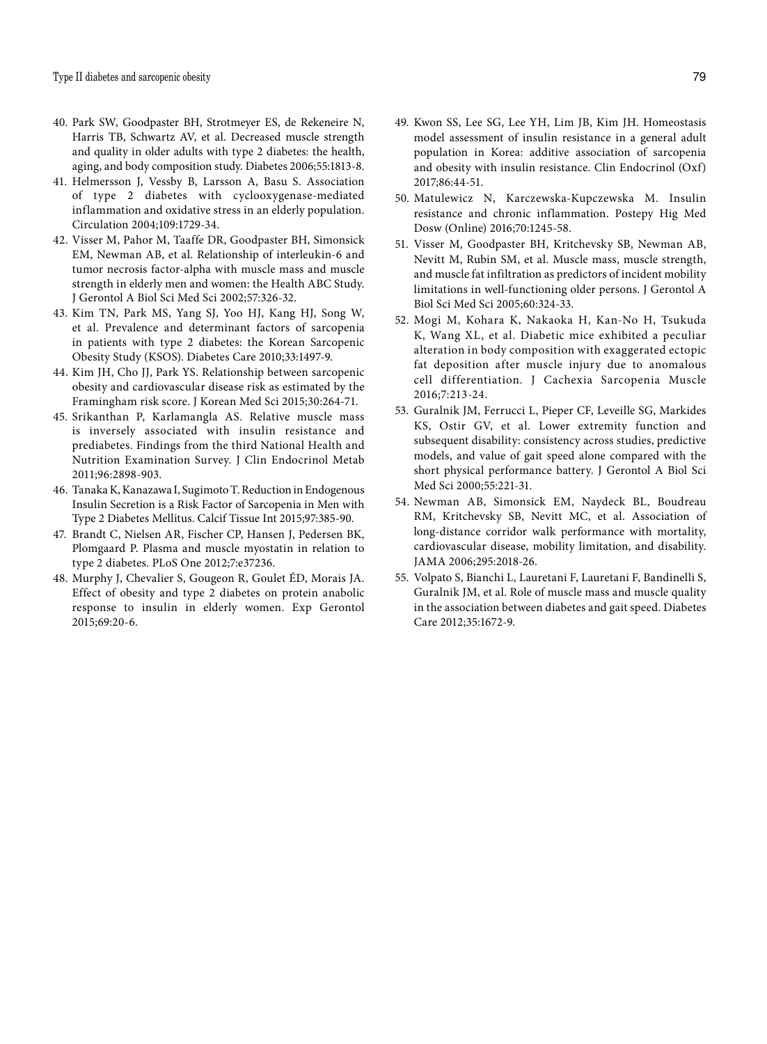40. Park SW, Goodpaster BH, Strotmeyer ES, de Rekeneire N, Harris TB, Schwartz AV, et al. Decreased muscle strength and quality in older adults with type 2 diabetes: the health, aging, and body composition study. Diabetes 2006;55:1813-8.
41. Helmersson J, Vessby B, Larsson A, Basu S. Association of type 2 diabetes with cyclooxygenase-mediated inflammation and oxidative stress in an elderly population. Circulation 2004;109:1729-34.
42. Visser M, Pahor M, Taaffe DR, Goodpaster BH, Simonsick EM, Newman AB, et al. Relationship of interleukin-6 and tumor necrosis factor-alpha with muscle mass and muscle strength in elderly men and women: the Health ABC Study. J Gerontol A Biol Sci Med Sci 2002;57:326-32.
43. Kim TN, Park MS, Yang SJ, Yoo HJ, Kang HJ, Song W, et al. Prevalence and determinant factors of sarcopenia in patients with type 2 diabetes: the Korean Sarcopenic Obesity Study (KSOS). Diabetes Care 2010;33:1497-9.
44. Kim JH, Cho JJ, Park YS. Relationship between sarcopenic obesity and cardiovascular disease risk as estimated by the Framingham risk score. J Korean Med Sci 2015;30:264-71.
45. Srikanthan P, Karlamangla AS. Relative muscle mass is inversely associated with insulin resistance and prediabetes. Findings from the third National Health and Nutrition Examination Survey. J Clin Endocrinol Metab 2011;96:2898-903.
46. Tanaka K, Kanazawa I, Sugimoto T. Reduction in Endogenous Insulin Secretion is a Risk Factor of Sarcopenia in Men with Type 2 Diabetes Mellitus. Calcif Tissue Int 2015;97:385-90.
47. Brandt C, Nielsen AR, Fischer CP, Hansen J, Pedersen BK, Plomgaard P. Plasma and muscle myostatin in relation to type 2 diabetes. PLoS One 2012;7:e37236.
48. Murphy J, Chevalier S, Gougeon R, Goulet ÉD, Morais JA. Effect of obesity and type 2 diabetes on protein anabolic response to insulin in elderly women. Exp Gerontol 2015;69:20-6.
49. Kwon SS, Lee SG, Lee YH, Lim JB, Kim JH. Homeostasis model assessment of insulin resistance in a general adult population in Korea: additive association of sarcopenia and obesity with insulin resistance. Clin Endocrinol (Oxf) 2017;86:44-51.
50. Matulewicz N, Karczewska-Kupczewska M. Insulin resistance and chronic inflammation. Postepy Hig Med Dosw (Online) 2016;70:1245-58.
51. Visser M, Goodpaster BH, Kritchevsky SB, Newman AB, Nevitt M, Rubin SM, et al. Muscle mass, muscle strength, and muscle fat infiltration as predictors of incident mobility limitations in well-functioning older persons. J Gerontol A Biol Sci Med Sci 2005;60:324-33.
52. Mogi M, Kohara K, Nakaoka H, Kan-No H, Tsukuda K, Wang XL, et al. Diabetic mice exhibited a peculiar alteration in body composition with exaggerated ectopic fat deposition after muscle injury due to anomalous cell differentiation. J Cachexia Sarcopenia Muscle 2016;7:213-24.
53. Guralnik JM, Ferrucci L, Pieper CF, Leveille SG, Markides KS, Ostir GV, et al. Lower extremity function and subsequent disability: consistency across studies, predictive models, and value of gait speed alone compared with the short physical performance battery. J Gerontol A Biol Sci Med Sci 2000;55:221-31.
54. Newman AB, Simonsick EM, Naydeck BL, Boudreau RM, Kritchevsky SB, Nevitt MC, et al. Association of long-distance corridor walk performance with mortality, cardiovascular disease, mobility limitation, and disability. JAMA 2006;295:2018-26.
55. Volpato S, Bianchi L, Lauretani F, Lauretani F, Bandinelli S, Guralnik JM, et al. Role of muscle mass and muscle quality in the association between diabetes and gait speed. Diabetes Care 2012;35:1672-9.